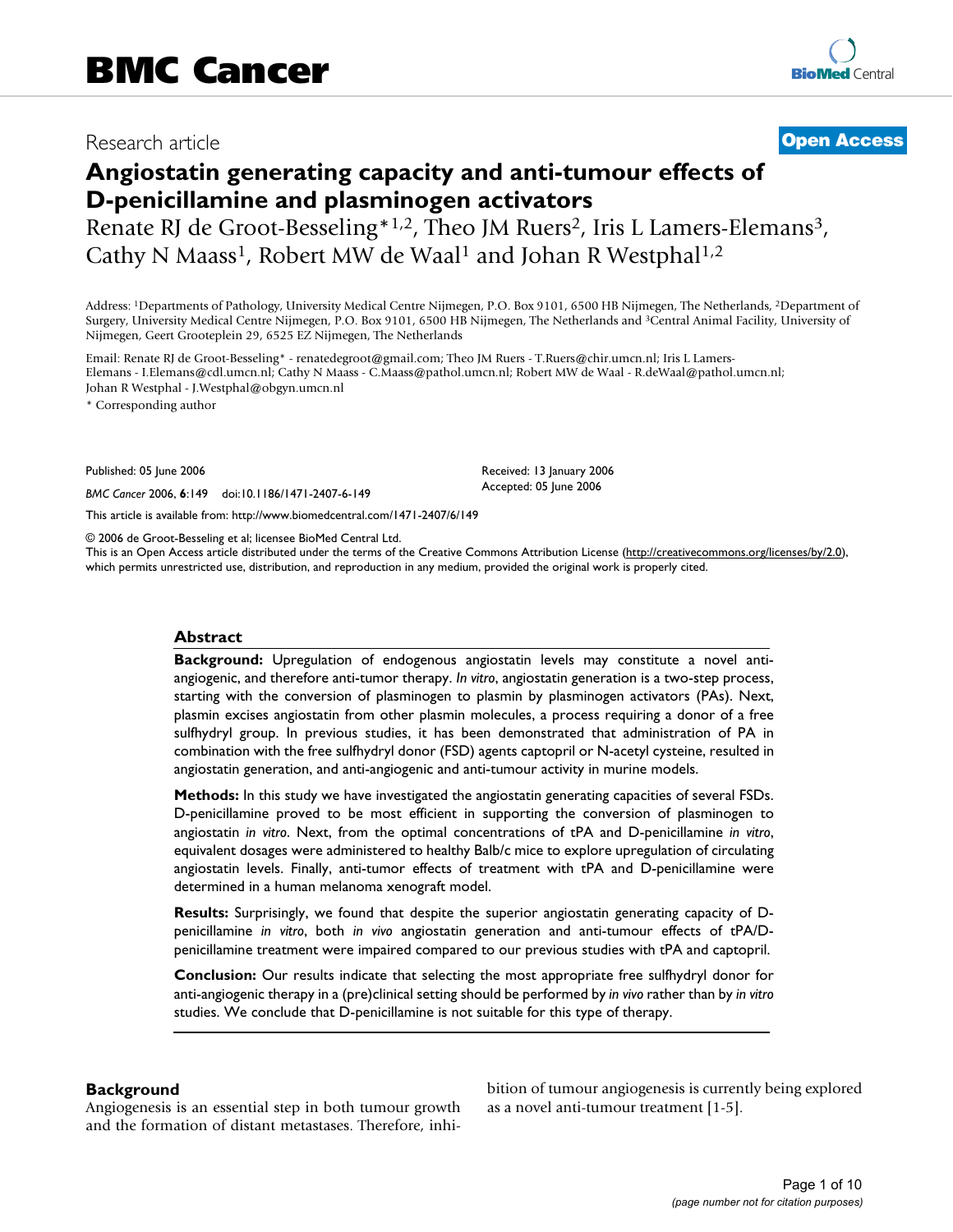BMC Cancer

Research article

Open Access

# Angiostatin generating capacity and anti-tumour effects of D-penicillamine and plasminogen activators

Renate RJ de Groot-Besseling*[1,2], Theo JM Ruers[2], Iris L Lamers-Elemans[3], Cathy N Maass[1], Robert MW de Waal[1] and Johan R Westphal[1,2]

Address: [1]Departments of Pathology, University Medical Centre Nijmegen, P.O. Box 9101, 6500 HB Nijmegen, The Netherlands, [2]Department of Surgery, University Medical Centre Nijmegen, P.O. Box 9101, 6500 HB Nijmegen, The Netherlands and [3]Central Animal Facility, University of Nijmegen, Geert Grooteplein 29, 6525 EZ Nijmegen, The Netherlands

Email: Renate RJ de Groot-Besseling* - renatedegroot@gmail.com; Theo JM Ruers - T.Ruers@chir.umcn.nl; Iris L Lamers-Elemans - I.Elemans@cdl.umcn.nl; Cathy N Maass - C.Maass@pathol.umcn.nl; Robert MW de Waal - R.deWaal@pathol.umcn.nl; Johan R Westphal - J.Westphal@obgyn.umcn.nl

* Corresponding author

Published: 05 June 2006

*BMC Cancer* 2006, **6**:149 doi:10.1186/1471-2407-6-149

Received: 13 January 2006

Accepted: 05 June 2006

This article is available from: http://www.biomedcentral.com/1471-2407/6/149

© 2006 de Groot-Besseling et al; licensee BioMed Central Ltd.

This is an Open Access article distributed under the terms of the Creative Commons Attribution License (http://creativecommons.org/licenses/by/2.0), which permits unrestricted use, distribution, and reproduction in any medium, provided the original work is properly cited.

## Abstract

**Background:** Upregulation of endogenous angiostatin levels may constitute a novel anti-angiogenic, and therefore anti-tumor therapy. *In vitro*, angiostatin generation is a two-step process, starting with the conversion of plasminogen to plasmin by plasminogen activators (PAs). Next, plasmin excises angiostatin from other plasmin molecules, a process requiring a donor of a free sulfhydryl group. In previous studies, it has been demonstrated that administration of PA in combination with the free sulfhydryl donor (FSD) agents captopril or N-acetyl cysteine, resulted in angiostatin generation, and anti-angiogenic and anti-tumour activity in murine models.

**Methods:** In this study we have investigated the angiostatin generating capacities of several FSDs. D-penicillamine proved to be most efficient in supporting the conversion of plasminogen to angiostatin *in vitro*. Next, from the optimal concentrations of tPA and D-penicillamine *in vitro*, equivalent dosages were administered to healthy Balb/c mice to explore upregulation of circulating angiostatin levels. Finally, anti-tumor effects of treatment with tPA and D-penicillamine were determined in a human melanoma xenograft model.

**Results:** Surprisingly, we found that despite the superior angiostatin generating capacity of D-penicillamine *in vitro*, both *in vivo* angiostatin generation and anti-tumour effects of tPA/D-penicillamine treatment were impaired compared to our previous studies with tPA and captopril.

**Conclusion:** Our results indicate that selecting the most appropriate free sulfhydryl donor for anti-angiogenic therapy in a (pre)clinical setting should be performed by *in vivo* rather than by *in vitro* studies. We conclude that D-penicillamine is not suitable for this type of therapy.

## Background

Angiogenesis is an essential step in both tumour growth and the formation of distant metastases. Therefore, inhibition of tumour angiogenesis is currently being explored as a novel anti-tumour treatment [1-5].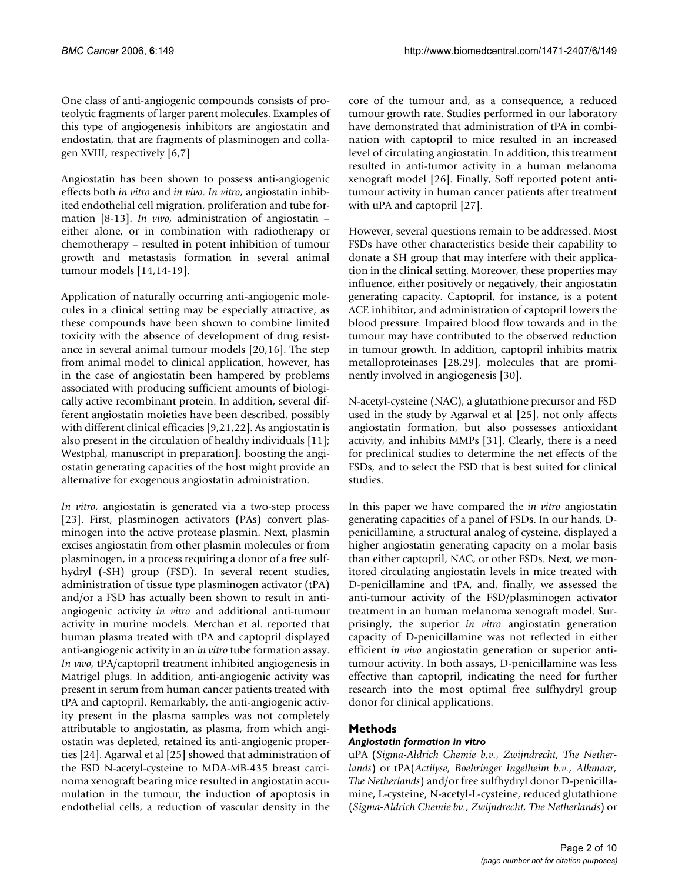One class of anti-angiogenic compounds consists of proteolytic fragments of larger parent molecules. Examples of this type of angiogenesis inhibitors are angiostatin and endostatin, that are fragments of plasminogen and collagen XVIII, respectively [6,7]

Angiostatin has been shown to possess anti-angiogenic effects both *in vitro* and *in vivo*. *In vitro*, angiostatin inhibited endothelial cell migration, proliferation and tube formation [8-13]. *In vivo*, administration of angiostatin – either alone, or in combination with radiotherapy or chemotherapy – resulted in potent inhibition of tumour growth and metastasis formation in several animal tumour models [14,14-19].

Application of naturally occurring anti-angiogenic molecules in a clinical setting may be especially attractive, as these compounds have been shown to combine limited toxicity with the absence of development of drug resistance in several animal tumour models [20,16]. The step from animal model to clinical application, however, has in the case of angiostatin been hampered by problems associated with producing sufficient amounts of biologically active recombinant protein. In addition, several different angiostatin moieties have been described, possibly with different clinical efficacies [9,21,22]. As angiostatin is also present in the circulation of healthy individuals [11]; Westphal, manuscript in preparation], boosting the angiostatin generating capacities of the host might provide an alternative for exogenous angiostatin administration.

*In vitro*, angiostatin is generated via a two-step process [23]. First, plasminogen activators (PAs) convert plasminogen into the active protease plasmin. Next, plasmin excises angiostatin from other plasmin molecules or from plasminogen, in a process requiring a donor of a free sulfhydryl (-SH) group (FSD). In several recent studies, administration of tissue type plasminogen activator (tPA) and/or a FSD has actually been shown to result in anti-angiogenic activity *in vitro* and additional anti-tumour activity in murine models. Merchan et al. reported that human plasma treated with tPA and captopril displayed anti-angiogenic activity in an *in vitro* tube formation assay. *In vivo*, tPA/captopril treatment inhibited angiogenesis in Matrigel plugs. In addition, anti-angiogenic activity was present in serum from human cancer patients treated with tPA and captopril. Remarkably, the anti-angiogenic activity present in the plasma samples was not completely attributable to angiostatin, as plasma, from which angiostatin was depleted, retained its anti-angiogenic properties [24]. Agarwal et al [25] showed that administration of the FSD N-acetyl-cysteine to MDA-MB-435 breast carcinoma xenograft bearing mice resulted in angiostatin accumulation in the tumour, the induction of apoptosis in endothelial cells, a reduction of vascular density in the core of the tumour and, as a consequence, a reduced tumour growth rate. Studies performed in our laboratory have demonstrated that administration of tPA in combination with captopril to mice resulted in an increased level of circulating angiostatin. In addition, this treatment resulted in anti-tumor activity in a human melanoma xenograft model [26]. Finally, Soff reported potent anti-tumour activity in human cancer patients after treatment with uPA and captopril [27].

However, several questions remain to be addressed. Most FSDs have other characteristics beside their capability to donate a SH group that may interfere with their application in the clinical setting. Moreover, these properties may influence, either positively or negatively, their angiostatin generating capacity. Captopril, for instance, is a potent ACE inhibitor, and administration of captopril lowers the blood pressure. Impaired blood flow towards and in the tumour may have contributed to the observed reduction in tumour growth. In addition, captopril inhibits matrix metalloproteinases [28,29], molecules that are prominently involved in angiogenesis [30].

N-acetyl-cysteine (NAC), a glutathione precursor and FSD used in the study by Agarwal et al [25], not only affects angiostatin formation, but also possesses antioxidant activity, and inhibits MMPs [31]. Clearly, there is a need for preclinical studies to determine the net effects of the FSDs, and to select the FSD that is best suited for clinical studies.

In this paper we have compared the *in vitro* angiostatin generating capacities of a panel of FSDs. In our hands, D-penicillamine, a structural analog of cysteine, displayed a higher angiostatin generating capacity on a molar basis than either captopril, NAC, or other FSDs. Next, we monitored circulating angiostatin levels in mice treated with D-penicillamine and tPA, and, finally, we assessed the anti-tumour activity of the FSD/plasminogen activator treatment in an human melanoma xenograft model. Surprisingly, the superior *in vitro* angiostatin generation capacity of D-penicillamine was not reflected in either efficient *in vivo* angiostatin generation or superior anti-tumour activity. In both assays, D-penicillamine was less effective than captopril, indicating the need for further research into the most optimal free sulfhydryl group donor for clinical applications.

## Methods

### *Angiostatin formation in vitro*

uPA (*Sigma-Aldrich Chemie b.v., Zwijndrecht, The Netherlands*) or tPA(*Actilyse, Boehringer Ingelheim b.v., Alkmaar, The Netherlands*) and/or free sulfhydryl donor D-penicillamine, L-cysteine, N-acetyl-L-cysteine, reduced glutathione (*Sigma-Aldrich Chemie bv., Zwijndrecht, The Netherlands*) or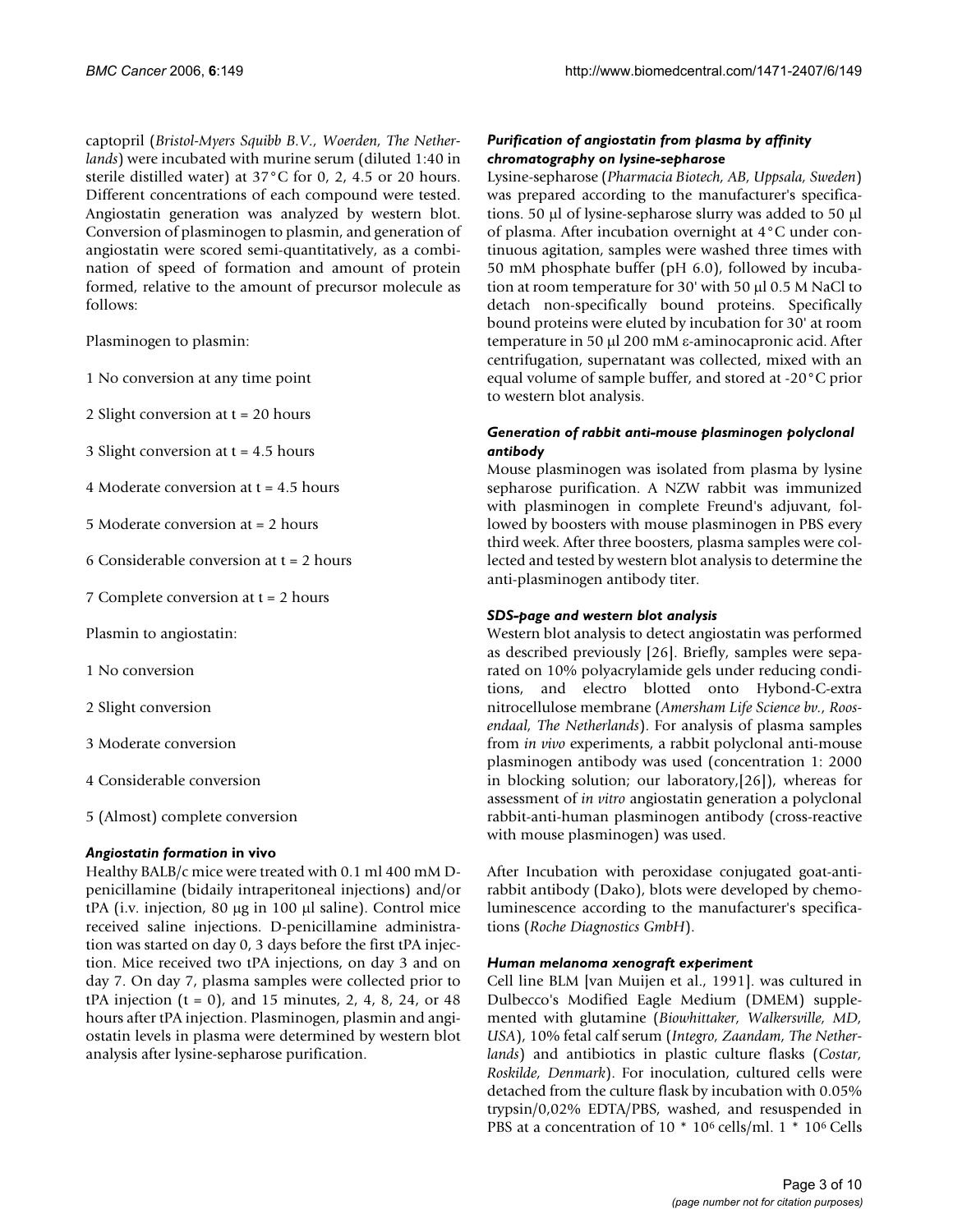captopril (*Bristol-Myers Squibb B.V., Woerden, The Netherlands*) were incubated with murine serum (diluted 1:40 in sterile distilled water) at 37°C for 0, 2, 4.5 or 20 hours. Different concentrations of each compound were tested. Angiostatin generation was analyzed by western blot. Conversion of plasminogen to plasmin, and generation of angiostatin were scored semi-quantitatively, as a combination of speed of formation and amount of protein formed, relative to the amount of precursor molecule as follows:

Plasminogen to plasmin:

1 No conversion at any time point

2 Slight conversion at t = 20 hours

3 Slight conversion at t = 4.5 hours

4 Moderate conversion at t = 4.5 hours

5 Moderate conversion at = 2 hours

6 Considerable conversion at t = 2 hours

7 Complete conversion at t = 2 hours

Plasmin to angiostatin:

1 No conversion

2 Slight conversion

3 Moderate conversion

4 Considerable conversion

5 (Almost) complete conversion

### *Angiostatin formation* in vivo

Healthy BALB/c mice were treated with 0.1 ml 400 mM D-penicillamine (bidaily intraperitoneal injections) and/or tPA (i.v. injection, 80 μg in 100 μl saline). Control mice received saline injections. D-penicillamine administration was started on day 0, 3 days before the first tPA injection. Mice received two tPA injections, on day 3 and on day 7. On day 7, plasma samples were collected prior to tPA injection (t = 0), and 15 minutes, 2, 4, 8, 24, or 48 hours after tPA injection. Plasminogen, plasmin and angiostatin levels in plasma were determined by western blot analysis after lysine-sepharose purification.

### *Purification of angiostatin from plasma by affinity chromatography on lysine-sepharose*

Lysine-sepharose (*Pharmacia Biotech, AB, Uppsala, Sweden*) was prepared according to the manufacturer's specifications. 50 μl of lysine-sepharose slurry was added to 50 μl of plasma. After incubation overnight at 4°C under continuous agitation, samples were washed three times with 50 mM phosphate buffer (pH 6.0), followed by incubation at room temperature for 30' with 50 μl 0.5 M NaCl to detach non-specifically bound proteins. Specifically bound proteins were eluted by incubation for 30' at room temperature in 50 μl 200 mM ε-aminocapronic acid. After centrifugation, supernatant was collected, mixed with an equal volume of sample buffer, and stored at -20°C prior to western blot analysis.

### *Generation of rabbit anti-mouse plasminogen polyclonal antibody*

Mouse plasminogen was isolated from plasma by lysine sepharose purification. A NZW rabbit was immunized with plasminogen in complete Freund's adjuvant, followed by boosters with mouse plasminogen in PBS every third week. After three boosters, plasma samples were collected and tested by western blot analysis to determine the anti-plasminogen antibody titer.

### *SDS-page and western blot analysis*

Western blot analysis to detect angiostatin was performed as described previously [26]. Briefly, samples were separated on 10% polyacrylamide gels under reducing conditions, and electro blotted onto Hybond-C-extra nitrocellulose membrane (*Amersham Life Science bv., Roosendaal, The Netherlands*). For analysis of plasma samples from *in vivo* experiments, a rabbit polyclonal anti-mouse plasminogen antibody was used (concentration 1: 2000 in blocking solution; our laboratory,[26]), whereas for assessment of *in vitro* angiostatin generation a polyclonal rabbit-anti-human plasminogen antibody (cross-reactive with mouse plasminogen) was used.

After Incubation with peroxidase conjugated goat-anti-rabbit antibody (Dako), blots were developed by chemoluminescence according to the manufacturer's specifications (*Roche Diagnostics GmbH*).

### *Human melanoma xenograft experiment*

Cell line BLM [van Muijen et al., 1991]. was cultured in Dulbecco's Modified Eagle Medium (DMEM) supplemented with glutamine (*Biowhittaker, Walkersville, MD, USA*), 10% fetal calf serum (*Integro, Zaandam, The Netherlands*) and antibiotics in plastic culture flasks (*Costar, Roskilde, Denmark*). For inoculation, cultured cells were detached from the culture flask by incubation with 0.05% trypsin/0,02% EDTA/PBS, washed, and resuspended in PBS at a concentration of $10 * 10^6$ cells/ml. $1 * 10^6$ Cells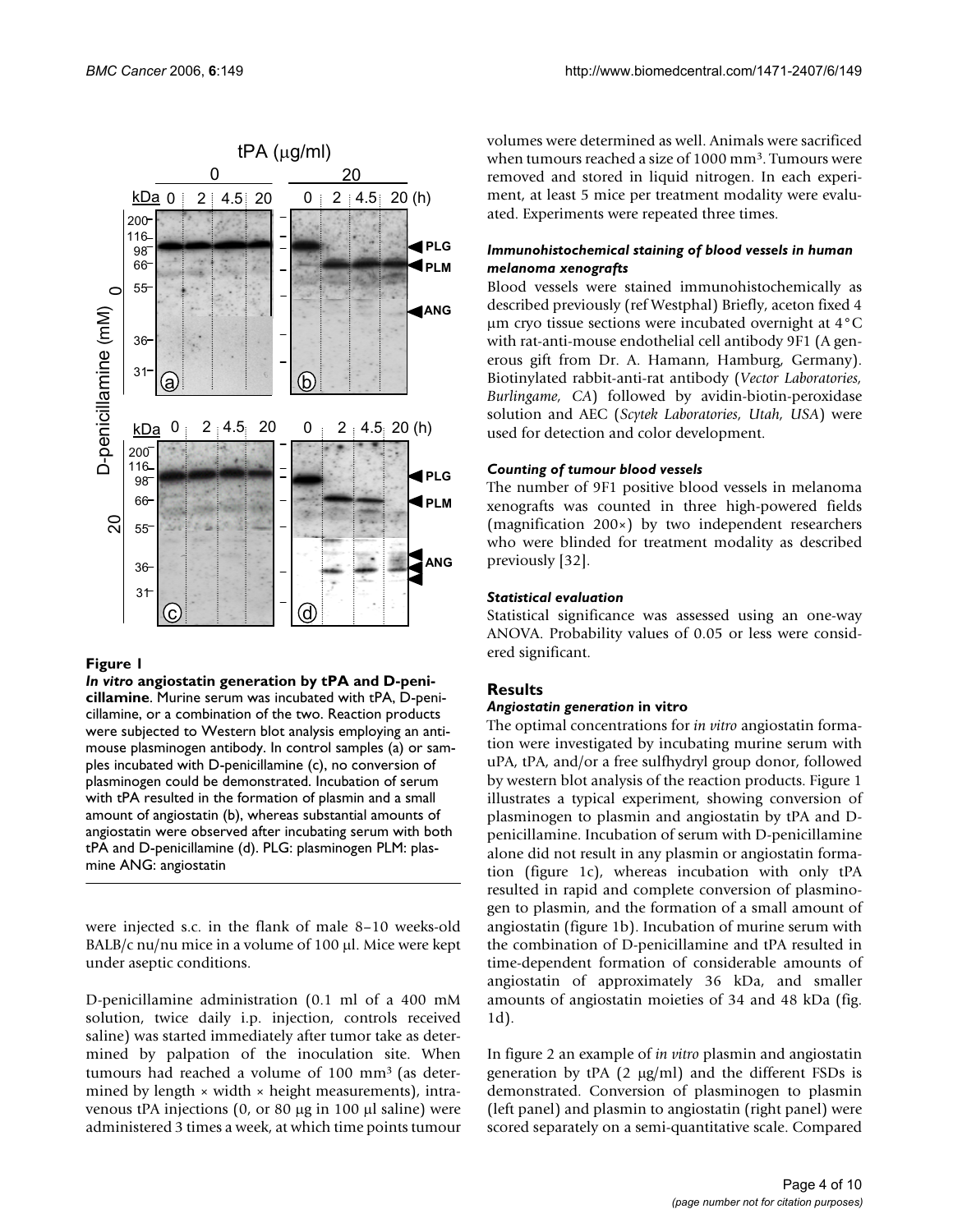**Figure 1**

***In vitro* angiostatin generation by tPA and D-penicillamine**. Murine serum was incubated with tPA, D-penicillamine, or a combination of the two. Reaction products were subjected to Western blot analysis employing an anti-mouse plasminogen antibody. In control samples (a) or samples incubated with D-penicillamine (c), no conversion of plasminogen could be demonstrated. Incubation of serum with tPA resulted in the formation of plasmin and a small amount of angiostatin (b), whereas substantial amounts of angiostatin were observed after incubating serum with both tPA and D-penicillamine (d). PLG: plasminogen PLM: plasmine ANG: angiostatin

were injected s.c. in the flank of male 8–10 weeks-old BALB/c nu/nu mice in a volume of 100 μl. Mice were kept under aseptic conditions.

D-penicillamine administration (0.1 ml of a 400 mM solution, twice daily i.p. injection, controls received saline) was started immediately after tumor take as determined by palpation of the inoculation site. When tumours had reached a volume of 100 mm$^3$ (as determined by length × width × height measurements), intravenous tPA injections (0, or 80 μg in 100 μl saline) were administered 3 times a week, at which time points tumour volumes were determined as well. Animals were sacrificed when tumours reached a size of 1000 mm$^3$. Tumours were removed and stored in liquid nitrogen. In each experiment, at least 5 mice per treatment modality were evaluated. Experiments were repeated three times.

### *Immunohistochemical staining of blood vessels in human melanoma xenografts*

Blood vessels were stained immunohistochemically as described previously (ref Westphal) Briefly, aceton fixed 4 μm cryo tissue sections were incubated overnight at 4°C with rat-anti-mouse endothelial cell antibody 9F1 (A generous gift from Dr. A. Hamann, Hamburg, Germany). Biotinylated rabbit-anti-rat antibody (*Vector Laboratories, Burlingame, CA*) followed by avidin-biotin-peroxidase solution and AEC (*Scytek Laboratories, Utah, USA*) were used for detection and color development.

### *Counting of tumour blood vessels*

The number of 9F1 positive blood vessels in melanoma xenografts was counted in three high-powered fields (magnification 200×) by two independent researchers who were blinded for treatment modality as described previously [32].

### *Statistical evaluation*

Statistical significance was assessed using an one-way ANOVA. Probability values of 0.05 or less were considered significant.

## Results

### *Angiostatin generation* in vitro

The optimal concentrations for *in vitro* angiostatin formation were investigated by incubating murine serum with uPA, tPA, and/or a free sulfhydryl group donor, followed by western blot analysis of the reaction products. Figure 1 illustrates a typical experiment, showing conversion of plasminogen to plasmin and angiostatin by tPA and D-penicillamine. Incubation of serum with D-penicillamine alone did not result in any plasmin or angiostatin formation (figure 1c), whereas incubation with only tPA resulted in rapid and complete conversion of plasminogen to plasmin, and the formation of a small amount of angiostatin (figure 1b). Incubation of murine serum with the combination of D-penicillamine and tPA resulted in time-dependent formation of considerable amounts of angiostatin of approximately 36 kDa, and smaller amounts of angiostatin moieties of 34 and 48 kDa (fig. 1d).

In figure 2 an example of *in vitro* plasmin and angiostatin generation by tPA (2 μg/ml) and the different FSDs is demonstrated. Conversion of plasminogen to plasmin (left panel) and plasmin to angiostatin (right panel) were scored separately on a semi-quantitative scale. Compared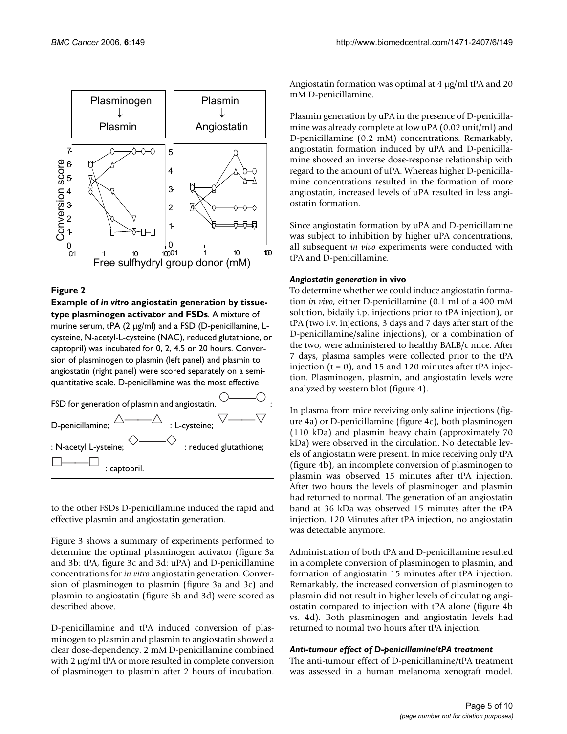**Figure 2**

**Example of *in vitro* angiostatin generation by tissue-type plasminogen activator and FSDs**. A mixture of murine serum, tPA (2 μg/ml) and a FSD (D-penicillamine, L-cysteine, N-acetyl-L-cysteine (NAC), reduced glutathione, or captopril) was incubated for 0, 2, 4.5 or 20 hours. Conversion of plasminogen to plasmin (left panel) and plasmin to angiostatin (right panel) were scored separately on a semi-quantitative scale. D-penicillamine was the most effective FSD for generation of plasmin and angiostatin. ○——○ : D-penicillamine; △——△ : L-cysteine; ▽——▽ : N-acetyl L-ysteine; ◇——◇ : reduced glutathione; □——□ : captopril.

to the other FSDs D-penicillamine induced the rapid and effective plasmin and angiostatin generation.

Figure 3 shows a summary of experiments performed to determine the optimal plasminogen activator (figure 3a and 3b: tPA, figure 3c and 3d: uPA) and D-penicillamine concentrations for *in vitro* angiostatin generation. Conversion of plasminogen to plasmin (figure 3a and 3c) and plasmin to angiostatin (figure 3b and 3d) were scored as described above.

D-penicillamine and tPA induced conversion of plasminogen to plasmin and plasmin to angiostatin showed a clear dose-dependency. 2 mM D-penicillamine combined with 2 μg/ml tPA or more resulted in complete conversion of plasminogen to plasmin after 2 hours of incubation. Angiostatin formation was optimal at 4 μg/ml tPA and 20 mM D-penicillamine.

Plasmin generation by uPA in the presence of D-penicillamine was already complete at low uPA (0.02 unit/ml) and D-penicillamine (0.2 mM) concentrations. Remarkably, angiostatin formation induced by uPA and D-penicillamine showed an inverse dose-response relationship with regard to the amount of uPA. Whereas higher D-penicillamine concentrations resulted in the formation of more angiostatin, increased levels of uPA resulted in less angiostatin formation.

Since angiostatin formation by uPA and D-penicillamine was subject to inhibition by higher uPA concentrations, all subsequent *in vivo* experiments were conducted with tPA and D-penicillamine.

#### *Angiostatin generation* in vivo

To determine whether we could induce angiostatin formation *in vivo*, either D-penicillamine (0.1 ml of a 400 mM solution, bidaily i.p. injections prior to tPA injection), or tPA (two i.v. injections, 3 days and 7 days after start of the D-penicillamine/saline injections), or a combination of the two, were administered to healthy BALB/c mice. After 7 days, plasma samples were collected prior to the tPA injection (t = 0), and 15 and 120 minutes after tPA injection. Plasminogen, plasmin, and angiostatin levels were analyzed by western blot (figure 4).

In plasma from mice receiving only saline injections (figure 4a) or D-penicillamine (figure 4c), both plasminogen (110 kDa) and plasmin heavy chain (approximately 70 kDa) were observed in the circulation. No detectable levels of angiostatin were present. In mice receiving only tPA (figure 4b), an incomplete conversion of plasminogen to plasmin was observed 15 minutes after tPA injection. After two hours the levels of plasminogen and plasmin had returned to normal. The generation of an angiostatin band at 36 kDa was observed 15 minutes after the tPA injection. 120 Minutes after tPA injection, no angiostatin was detectable anymore.

Administration of both tPA and D-penicillamine resulted in a complete conversion of plasminogen to plasmin, and formation of angiostatin 15 minutes after tPA injection. Remarkably, the increased conversion of plasminogen to plasmin did not result in higher levels of circulating angiostatin compared to injection with tPA alone (figure 4b vs. 4d). Both plasminogen and angiostatin levels had returned to normal two hours after tPA injection.

#### *Anti-tumour effect of D-penicillamine/tPA treatment*

The anti-tumour effect of D-penicillamine/tPA treatment was assessed in a human melanoma xenograft model.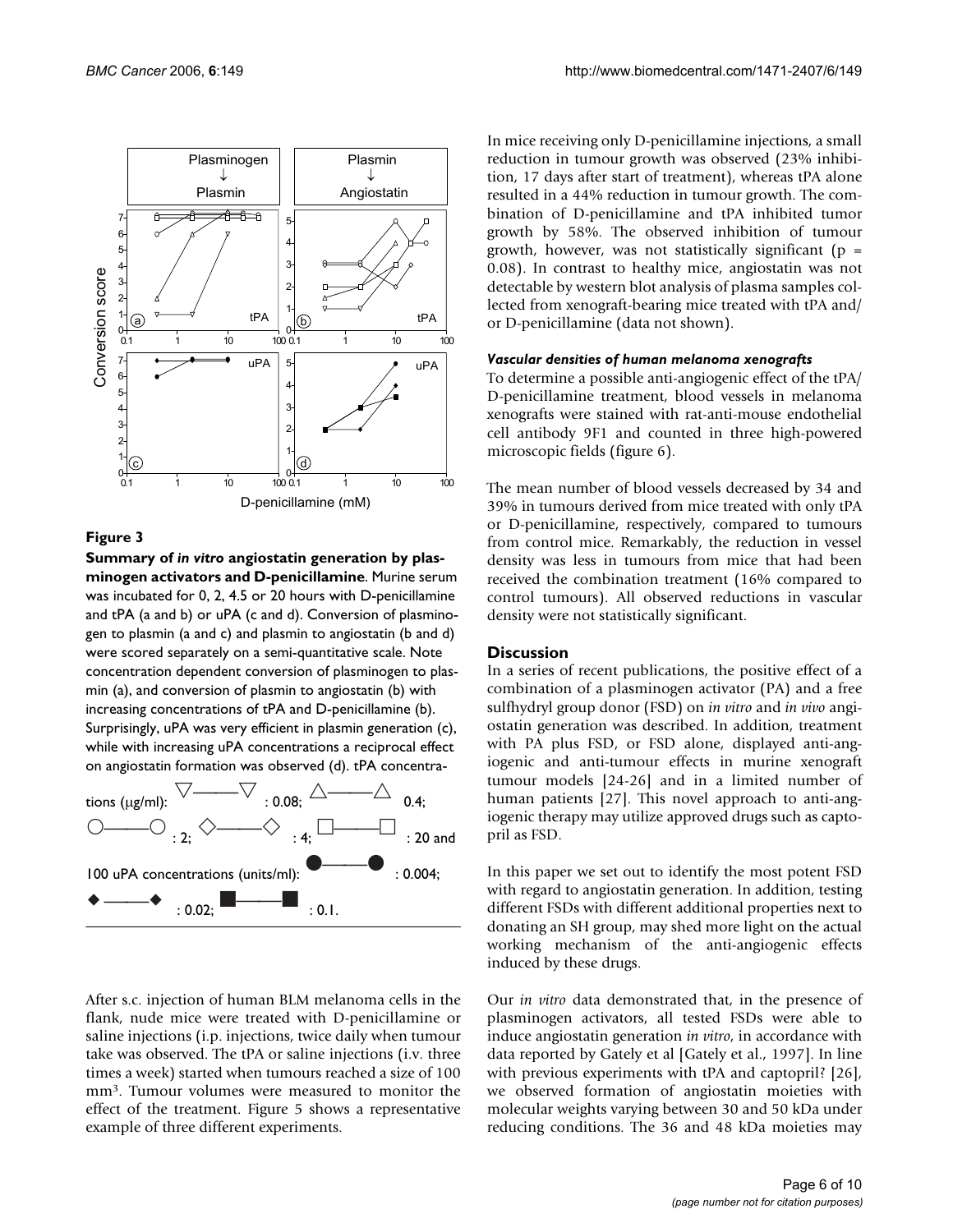**Figure 3**

**Summary of *in vitro* angiostatin generation by plasminogen activators and D-penicillamine**. Murine serum was incubated for 0, 2, 4.5 or 20 hours with D-penicillamine and tPA (a and b) or uPA (c and d). Conversion of plasminogen to plasmin (a and c) and plasmin to angiostatin (b and d) were scored separately on a semi-quantitative scale. Note concentration dependent conversion of plasminogen to plasmin (a), and conversion of plasmin to angiostatin (b) with increasing concentrations of tPA and D-penicillamine (b). Surprisingly, uPA was very efficient in plasmin generation (c), while with increasing uPA concentrations a reciprocal effect on angiostatin formation was observed (d). tPA concentrations (μg/ml): ▽——▽ : 0.08; △——△ 0.4; ○——○ : 2; ◇——◇ : 4; □——□ : 20 and 100 uPA concentrations (units/ml): ●——● : 0.004; ◆——◆ : 0.02; ■——■ : 0.1.

After s.c. injection of human BLM melanoma cells in the flank, nude mice were treated with D-penicillamine or saline injections (i.p. injections, twice daily when tumour take was observed. The tPA or saline injections (i.v. three times a week) started when tumours reached a size of 100 mm$^3$. Tumour volumes were measured to monitor the effect of the treatment. Figure 5 shows a representative example of three different experiments.

In mice receiving only D-penicillamine injections, a small reduction in tumour growth was observed (23% inhibition, 17 days after start of treatment), whereas tPA alone resulted in a 44% reduction in tumour growth. The combination of D-penicillamine and tPA inhibited tumor growth by 58%. The observed inhibition of tumour growth, however, was not statistically significant ($p = 0.08$). In contrast to healthy mice, angiostatin was not detectable by western blot analysis of plasma samples collected from xenograft-bearing mice treated with tPA and/or D-penicillamine (data not shown).

#### *Vascular densities of human melanoma xenografts*

To determine a possible anti-angiogenic effect of the tPA/D-penicillamine treatment, blood vessels in melanoma xenografts were stained with rat-anti-mouse endothelial cell antibody 9F1 and counted in three high-powered microscopic fields (figure 6).

The mean number of blood vessels decreased by 34 and 39% in tumours derived from mice treated with only tPA or D-penicillamine, respectively, compared to tumours from control mice. Remarkably, the reduction in vessel density was less in tumours from mice that had been received the combination treatment (16% compared to control tumours). All observed reductions in vascular density were not statistically significant.

### Discussion

In a series of recent publications, the positive effect of a combination of a plasminogen activator (PA) and a free sulfhydryl group donor (FSD) on *in vitro* and *in vivo* angiostatin generation was described. In addition, treatment with PA plus FSD, or FSD alone, displayed anti-angiogenic and anti-tumour effects in murine xenograft tumour models [24-26] and in a limited number of human patients [27]. This novel approach to anti-angiogenic therapy may utilize approved drugs such as captopril as FSD.

In this paper we set out to identify the most potent FSD with regard to angiostatin generation. In addition, testing different FSDs with different additional properties next to donating an SH group, may shed more light on the actual working mechanism of the anti-angiogenic effects induced by these drugs.

Our *in vitro* data demonstrated that, in the presence of plasminogen activators, all tested FSDs were able to induce angiostatin generation *in vitro*, in accordance with data reported by Gately et al [Gately et al., 1997]. In line with previous experiments with tPA and captopril? [26], we observed formation of angiostatin moieties with molecular weights varying between 30 and 50 kDa under reducing conditions. The 36 and 48 kDa moieties may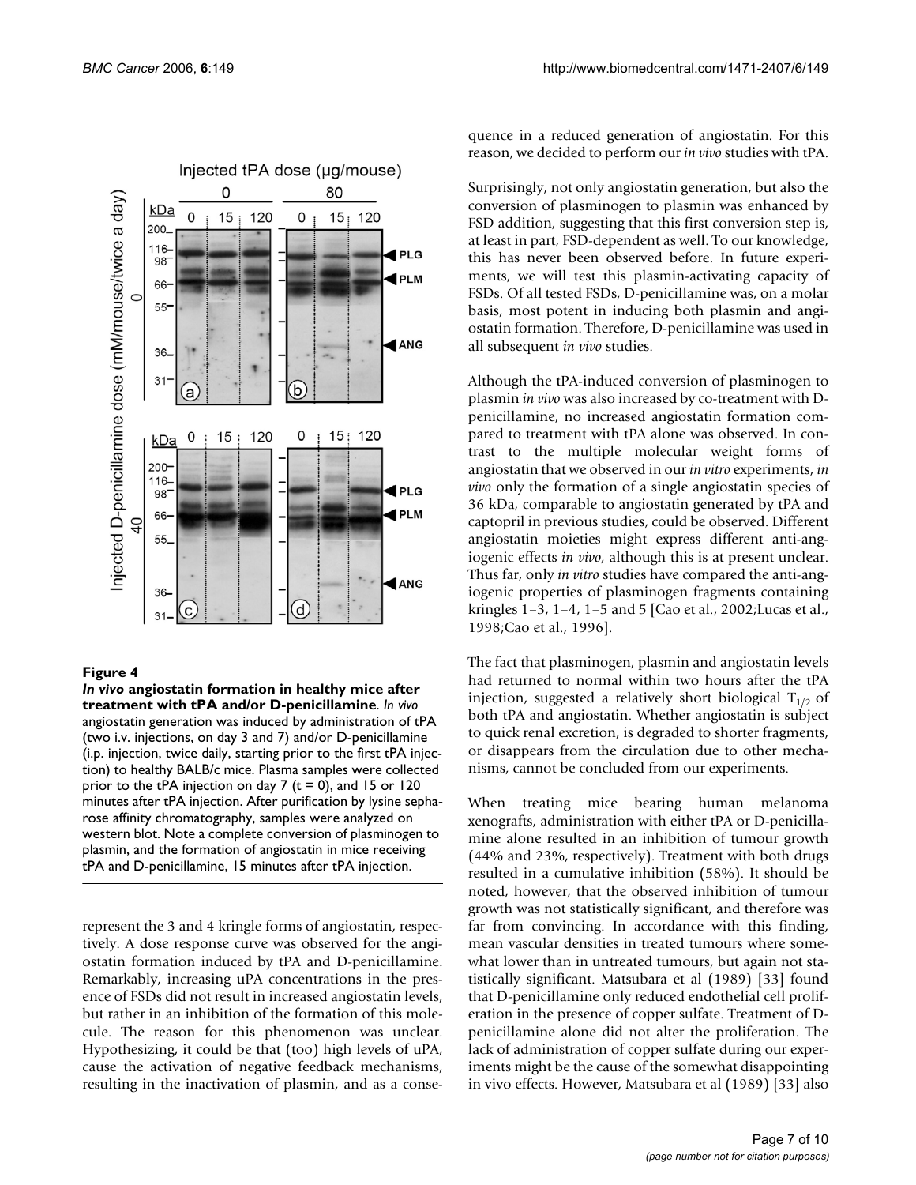**Figure 4**

***In vivo* angiostatin formation in healthy mice after treatment with tPA and/or D-penicillamine**. *In vivo* angiostatin generation was induced by administration of tPA (two i.v. injections, on day 3 and 7) and/or D-penicillamine (i.p. injection, twice daily, starting prior to the first tPA injection) to healthy BALB/c mice. Plasma samples were collected prior to the tPA injection on day 7 (t = 0), and 15 or 120 minutes after tPA injection. After purification by lysine sepharose affinity chromatography, samples were analyzed on western blot. Note a complete conversion of plasminogen to plasmin, and the formation of angiostatin in mice receiving tPA and D-penicillamine, 15 minutes after tPA injection.

represent the 3 and 4 kringle forms of angiostatin, respectively. A dose response curve was observed for the angiostatin formation induced by tPA and D-penicillamine. Remarkably, increasing uPA concentrations in the presence of FSDs did not result in increased angiostatin levels, but rather in an inhibition of the formation of this molecule. The reason for this phenomenon was unclear. Hypothesizing, it could be that (too) high levels of uPA, cause the activation of negative feedback mechanisms, resulting in the inactivation of plasmin, and as a consequence in a reduced generation of angiostatin. For this reason, we decided to perform our *in vivo* studies with tPA.

Surprisingly, not only angiostatin generation, but also the conversion of plasminogen to plasmin was enhanced by FSD addition, suggesting that this first conversion step is, at least in part, FSD-dependent as well. To our knowledge, this has never been observed before. In future experiments, we will test this plasmin-activating capacity of FSDs. Of all tested FSDs, D-penicillamine was, on a molar basis, most potent in inducing both plasmin and angiostatin formation. Therefore, D-penicillamine was used in all subsequent *in vivo* studies.

Although the tPA-induced conversion of plasminogen to plasmin *in vivo* was also increased by co-treatment with D-penicillamine, no increased angiostatin formation compared to treatment with tPA alone was observed. In contrast to the multiple molecular weight forms of angiostatin that we observed in our *in vitro* experiments, *in vivo* only the formation of a single angiostatin species of 36 kDa, comparable to angiostatin generated by tPA and captopril in previous studies, could be observed. Different angiostatin moieties might express different anti-angiogenic effects *in vivo*, although this is at present unclear. Thus far, only *in vitro* studies have compared the anti-angiogenic properties of plasminogen fragments containing kringles 1–3, 1–4, 1–5 and 5 [Cao et al., 2002;Lucas et al., 1998;Cao et al., 1996].

The fact that plasminogen, plasmin and angiostatin levels had returned to normal within two hours after the tPA injection, suggested a relatively short biological $T_{1/2}$ of both tPA and angiostatin. Whether angiostatin is subject to quick renal excretion, is degraded to shorter fragments, or disappears from the circulation due to other mechanisms, cannot be concluded from our experiments.

When treating mice bearing human melanoma xenografts, administration with either tPA or D-penicillamine alone resulted in an inhibition of tumour growth (44% and 23%, respectively). Treatment with both drugs resulted in a cumulative inhibition (58%). It should be noted, however, that the observed inhibition of tumour growth was not statistically significant, and therefore was far from convincing. In accordance with this finding, mean vascular densities in treated tumours where somewhat lower than in untreated tumours, but again not statistically significant. Matsubara et al (1989) [33] found that D-penicillamine only reduced endothelial cell proliferation in the presence of copper sulfate. Treatment of D-penicillamine alone did not alter the proliferation. The lack of administration of copper sulfate during our experiments might be the cause of the somewhat disappointing in vivo effects. However, Matsubara et al (1989) [33] also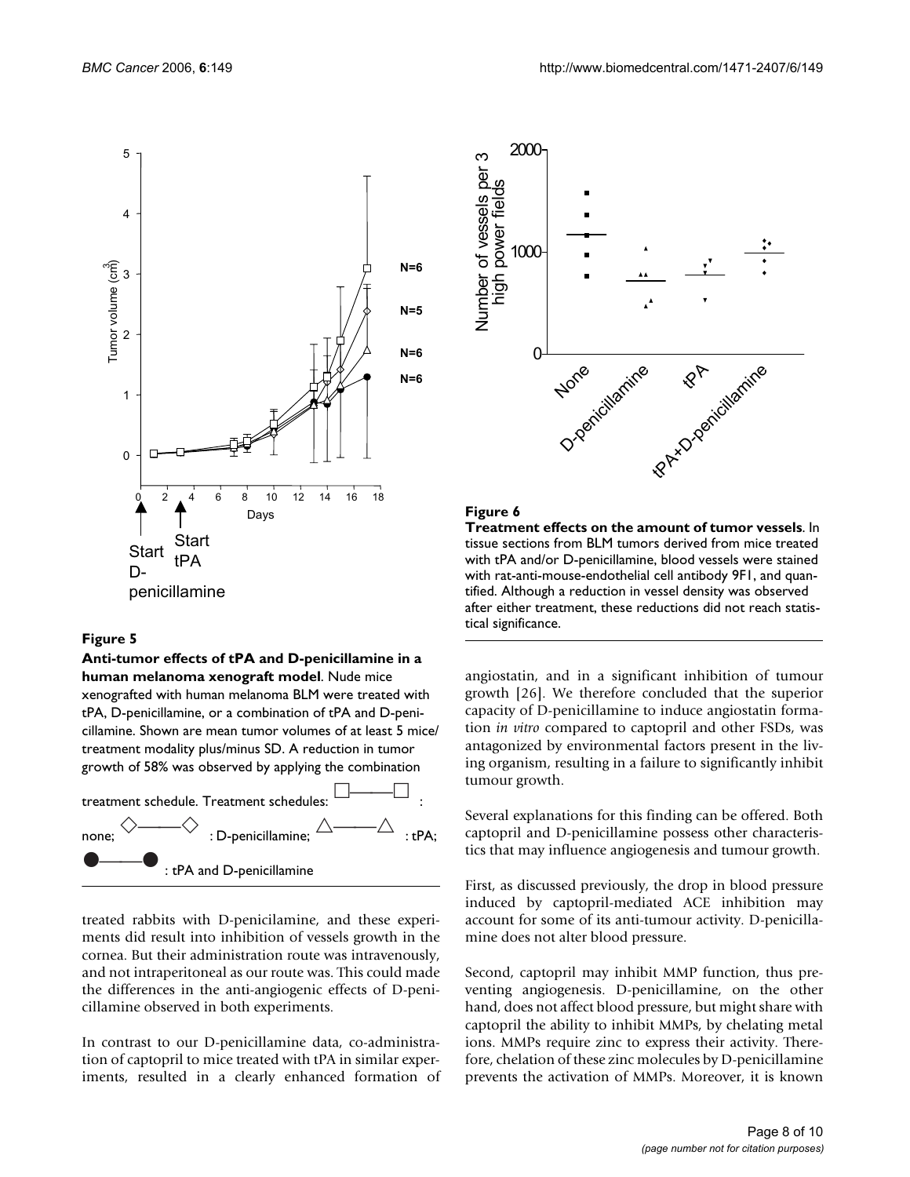**Figure 5**

**Anti-tumor effects of tPA and D-penicillamine in a human melanoma xenograft model**. Nude mice xenografted with human melanoma BLM were treated with tPA, D-penicillamine, or a combination of tPA and D-penicillamine. Shown are mean tumor volumes of at least 5 mice/treatment modality plus/minus SD. A reduction in tumor growth of 58% was observed by applying the combination treatment schedule. Treatment schedules: □——□ : none; ◇——◇ : D-penicillamine; △——△ : tPA; ●——● : tPA and D-penicillamine

treated rabbits with D-penicilamine, and these experiments did result into inhibition of vessels growth in the cornea. But their administration route was intravenously, and not intraperitoneal as our route was. This could made the differences in the anti-angiogenic effects of D-penicillamine observed in both experiments.

In contrast to our D-penicillamine data, co-administration of captopril to mice treated with tPA in similar experiments, resulted in a clearly enhanced formation of angiostatin, and in a significant inhibition of tumour growth [26]. We therefore concluded that the superior capacity of D-penicillamine to induce angiostatin formation *in vitro* compared to captopril and other FSDs, was antagonized by environmental factors present in the living organism, resulting in a failure to significantly inhibit tumour growth.

**Figure 6**

**Treatment effects on the amount of tumor vessels**. In tissue sections from BLM tumors derived from mice treated with tPA and/or D-penicillamine, blood vessels were stained with rat-anti-mouse-endothelial cell antibody 9F1, and quantified. Although a reduction in vessel density was observed after either treatment, these reductions did not reach statistical significance.

Several explanations for this finding can be offered. Both captopril and D-penicillamine possess other characteristics that may influence angiogenesis and tumour growth.

First, as discussed previously, the drop in blood pressure induced by captopril-mediated ACE inhibition may account for some of its anti-tumour activity. D-penicillamine does not alter blood pressure.

Second, captopril may inhibit MMP function, thus preventing angiogenesis. D-penicillamine, on the other hand, does not affect blood pressure, but might share with captopril the ability to inhibit MMPs, by chelating metal ions. MMPs require zinc to express their activity. Therefore, chelation of these zinc molecules by D-penicillamine prevents the activation of MMPs. Moreover, it is known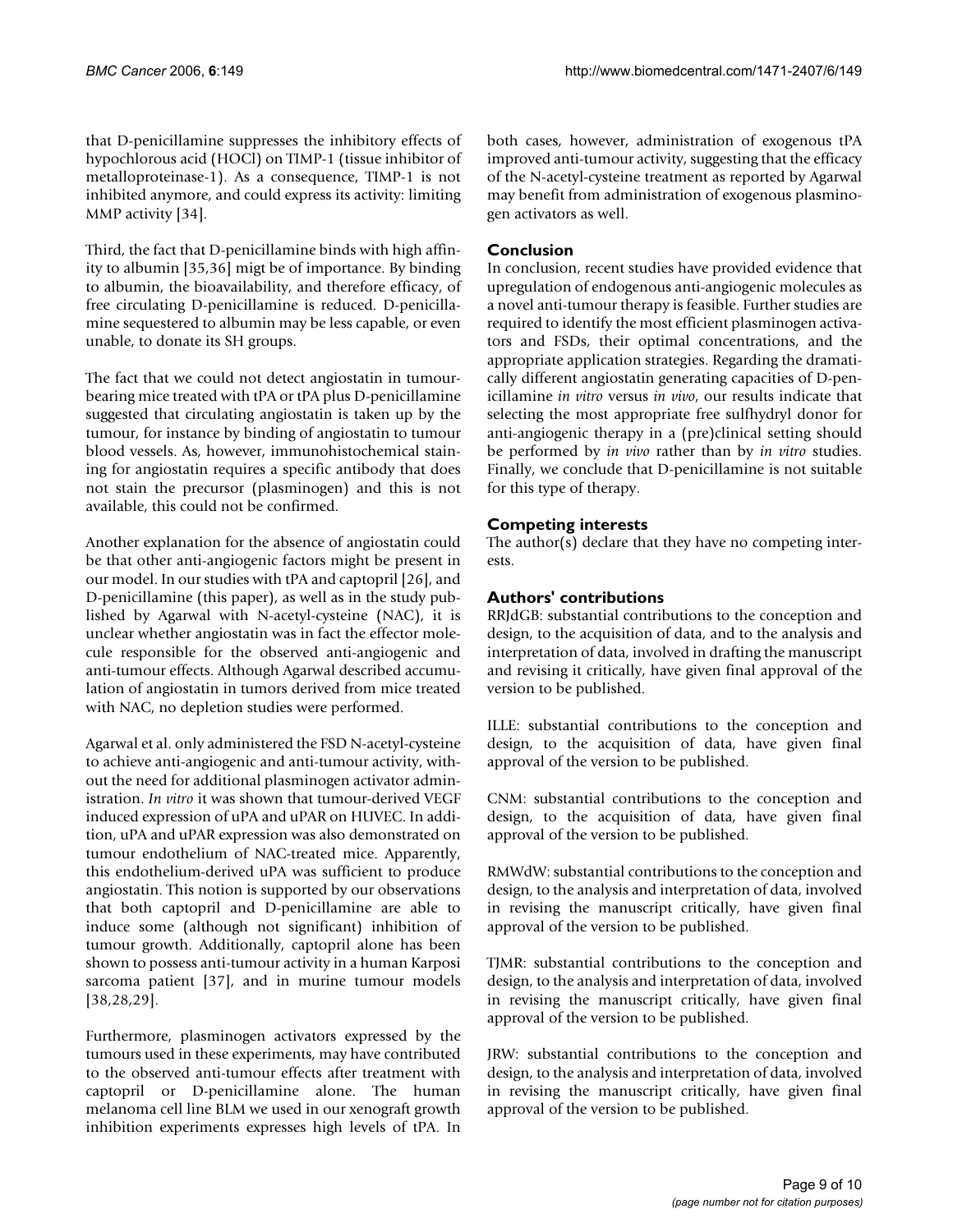that D-penicillamine suppresses the inhibitory effects of hypochlorous acid (HOCl) on TIMP-1 (tissue inhibitor of metalloproteinase-1). As a consequence, TIMP-1 is not inhibited anymore, and could express its activity: limiting MMP activity [34].

Third, the fact that D-penicillamine binds with high affinity to albumin [35,36] migt be of importance. By binding to albumin, the bioavailability, and therefore efficacy, of free circulating D-penicillamine is reduced. D-penicillamine sequestered to albumin may be less capable, or even unable, to donate its SH groups.

The fact that we could not detect angiostatin in tumour-bearing mice treated with tPA or tPA plus D-penicillamine suggested that circulating angiostatin is taken up by the tumour, for instance by binding of angiostatin to tumour blood vessels. As, however, immunohistochemical staining for angiostatin requires a specific antibody that does not stain the precursor (plasminogen) and this is not available, this could not be confirmed.

Another explanation for the absence of angiostatin could be that other anti-angiogenic factors might be present in our model. In our studies with tPA and captopril [26], and D-penicillamine (this paper), as well as in the study published by Agarwal with N-acetyl-cysteine (NAC), it is unclear whether angiostatin was in fact the effector molecule responsible for the observed anti-angiogenic and anti-tumour effects. Although Agarwal described accumulation of angiostatin in tumors derived from mice treated with NAC, no depletion studies were performed.

Agarwal et al. only administered the FSD N-acetyl-cysteine to achieve anti-angiogenic and anti-tumour activity, without the need for additional plasminogen activator administration. *In vitro* it was shown that tumour-derived VEGF induced expression of uPA and uPAR on HUVEC. In addition, uPA and uPAR expression was also demonstrated on tumour endothelium of NAC-treated mice. Apparently, this endothelium-derived uPA was sufficient to produce angiostatin. This notion is supported by our observations that both captopril and D-penicillamine are able to induce some (although not significant) inhibition of tumour growth. Additionally, captopril alone has been shown to possess anti-tumour activity in a human Karposi sarcoma patient [37], and in murine tumour models [38,28,29].

Furthermore, plasminogen activators expressed by the tumours used in these experiments, may have contributed to the observed anti-tumour effects after treatment with captopril or D-penicillamine alone. The human melanoma cell line BLM we used in our xenograft growth inhibition experiments expresses high levels of tPA. In both cases, however, administration of exogenous tPA improved anti-tumour activity, suggesting that the efficacy of the N-acetyl-cysteine treatment as reported by Agarwal may benefit from administration of exogenous plasminogen activators as well.

## Conclusion

In conclusion, recent studies have provided evidence that upregulation of endogenous anti-angiogenic molecules as a novel anti-tumour therapy is feasible. Further studies are required to identify the most efficient plasminogen activators and FSDs, their optimal concentrations, and the appropriate application strategies. Regarding the dramatically different angiostatin generating capacities of D-penicillamine *in vitro* versus *in vivo*, our results indicate that selecting the most appropriate free sulfhydryl donor for anti-angiogenic therapy in a (pre)clinical setting should be performed by *in vivo* rather than by *in vitro* studies. Finally, we conclude that D-penicillamine is not suitable for this type of therapy.

## Competing interests

The author(s) declare that they have no competing interests.

## Authors' contributions

RRJdGB: substantial contributions to the conception and design, to the acquisition of data, and to the analysis and interpretation of data, involved in drafting the manuscript and revising it critically, have given final approval of the version to be published.

ILLE: substantial contributions to the conception and design, to the acquisition of data, have given final approval of the version to be published.

CNM: substantial contributions to the conception and design, to the acquisition of data, have given final approval of the version to be published.

RMWdW: substantial contributions to the conception and design, to the analysis and interpretation of data, involved in revising the manuscript critically, have given final approval of the version to be published.

TJMR: substantial contributions to the conception and design, to the analysis and interpretation of data, involved in revising the manuscript critically, have given final approval of the version to be published.

JRW: substantial contributions to the conception and design, to the analysis and interpretation of data, involved in revising the manuscript critically, have given final approval of the version to be published.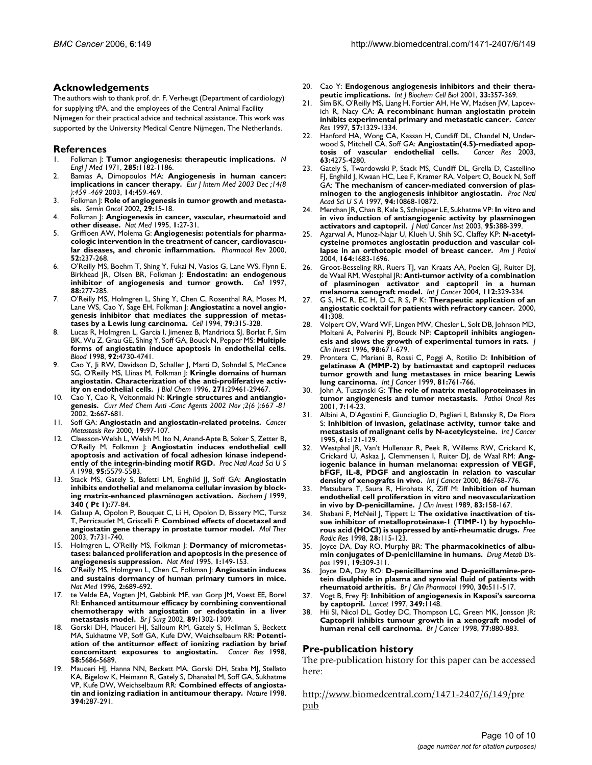## Acknowledgements

The authors wish to thank prof. dr. F. Verheugt (Department of cardiology) for supplying tPA, and the employees of the Central Animal Facility Nijmegen for their practical advice and technical assistance. This work was supported by the University Medical Centre Nijmegen, The Netherlands.

## References

1. Folkman J: **Tumor angiogenesis: therapeutic implications.** *N Engl J Med* 1971, **285:**1182-1186.
2. Bamias A, Dimopoulos MA: **Angiogenesis in human cancer: implications in cancer therapy.** *Eur J Intern Med 2003 Dec ;14(8 ):459 -469* 2003, **14:**459-469.
3. Folkman J: **Role of angiogenesis in tumor growth and metastasis.** *Semin Oncol* 2002, **29:**15-18.
4. Folkman J: **Angiogenesis in cancer, vascular, rheumatoid and other disease.** *Nat Med* 1995, **1:**27-31.
5. Griffioen AW, Molema G: **Angiogenesis: potentials for pharmacologic intervention in the treatment of cancer, cardiovascular diseases, and chronic inflammation.** *Pharmacol Rev* 2000, **52:**237-268.
6. O'Reilly MS, Boehm T, Shing Y, Fukai N, Vasios G, Lane WS, Flynn E, Birkhead JR, Olsen BR, Folkman J: **Endostatin: an endogenous inhibitor of angiogenesis and tumor growth.** *Cell* 1997, **88:**277-285.
7. O'Reilly MS, Holmgren L, Shing Y, Chen C, Rosenthal RA, Moses M, Lane WS, Cao Y, Sage EH, Folkman J: **Angiostatin: a novel angiogenesis inhibitor that mediates the suppression of metastases by a Lewis lung carcinoma.** *Cell* 1994, **79:**315-328.
8. Lucas R, Holmgren L, Garcia I, Jimenez B, Mandriota SJ, Borlat F, Sim BK, Wu Z, Grau GE, Shing Y, Soff GA, Bouck N, Pepper MS: **Multiple forms of angiostatin induce apoptosis in endothelial cells.** *Blood* 1998, **92:**4730-4741.
9. Cao Y, Ji RW, Davidson D, Schaller J, Marti D, Sohndel S, McCance SG, O'Reilly MS, Llinas M, Folkman J: **Kringle domains of human angiostatin. Characterization of the anti-proliferative activity on endothelial cells.** *J Biol Chem* 1996, **271:**29461-29467.
10. Cao Y, Cao R, Veitonmaki N: **Kringle structures and antiangiogenesis.** *Curr Med Chem Anti -Canc Agents 2002 Nov ;2(6 ):667 -81* 2002, **2:**667-681.
11. Soff GA: **Angiostatin and angiostatin-related proteins.** *Cancer Metastasis Rev* 2000, **19:**97-107.
12. Claesson-Welsh L, Welsh M, Ito N, Anand-Apte B, Soker S, Zetter B, O'Reilly M, Folkman J: **Angiostatin induces endothelial cell apoptosis and activation of focal adhesion kinase independently of the integrin-binding motif RGD.** *Proc Natl Acad Sci U S A* 1998, **95:**5579-5583.
13. Stack MS, Gately S, Bafetti LM, Enghild JJ, Soff GA: **Angiostatin inhibits endothelial and melanoma cellular invasion by blocking matrix-enhanced plasminogen activation.** *Biochem J* 1999, **340 ( Pt 1):**77-84.
14. Galaup A, Opolon P, Bouquet C, Li H, Opolon D, Bissery MC, Tursz T, Perricaudet M, Griscelli F: **Combined effects of docetaxel and angiostatin gene therapy in prostate tumor model.** *Mol Ther* 2003, **7:**731-740.
15. Holmgren L, O'Reilly MS, Folkman J: **Dormancy of micrometastases: balanced proliferation and apoptosis in the presence of angiogenesis suppression.** *Nat Med* 1995, **1:**149-153.
16. O'Reilly MS, Holmgren L, Chen C, Folkman J: **Angiostatin induces and sustains dormancy of human primary tumors in mice.** *Nat Med* 1996, **2:**689-692.
17. te Velde EA, Vogten JM, Gebbink MF, van Gorp JM, Voest EE, Borel RI: **Enhanced antitumour efficacy by combining conventional chemotherapy with angiostatin or endostatin in a liver metastasis model.** *Br J Surg* 2002, **89:**1302-1309.
18. Gorski DH, Mauceri HJ, Salloum RM, Gately S, Hellman S, Beckett MA, Sukhatme VP, Soff GA, Kufe DW, Weichselbaum RR: **Potentiation of the antitumor effect of ionizing radiation by brief concomitant exposures to angiostatin.** *Cancer Res* 1998, **58:**5686-5689.
19. Mauceri HJ, Hanna NN, Beckett MA, Gorski DH, Staba MJ, Stellato KA, Bigelow K, Heimann R, Gately S, Dhanabal M, Soff GA, Sukhatme VP, Kufe DW, Weichselbaum RR: **Combined effects of angiostatin and ionizing radiation in antitumour therapy.** *Nature* 1998, **394:**287-291.
20. Cao Y: **Endogenous angiogenesis inhibitors and their therapeutic implications.** *Int J Biochem Cell Biol* 2001, **33:**357-369.
21. Sim BK, O'Reilly MS, Liang H, Fortier AH, He W, Madsen JW, Lapcevich R, Nacy CA: **A recombinant human angiostatin protein inhibits experimental primary and metastatic cancer.** *Cancer Res* 1997, **57:**1329-1334.
22. Hanford HA, Wong CA, Kassan H, Cundiff DL, Chandel N, Underwood S, Mitchell CA, Soff GA: **Angiostatin(4.5)-mediated apoptosis of vascular endothelial cells.** *Cancer Res* 2003, **63:**4275-4280.
23. Gately S, Twardowski P, Stack MS, Cundiff DL, Grella D, Castellino FJ, Enghild J, Kwaan HC, Lee F, Kramer RA, Volpert O, Bouck N, Soff GA: **The mechanism of cancer-mediated conversion of plasminogen to the angiogenesis inhibitor angiostatin.** *Proc Natl Acad Sci U S A* 1997, **94:**10868-10872.
24. Merchan JR, Chan B, Kale S, Schnipper LE, Sukhatme VP: **In vitro and in vivo induction of antiangiogenic activity by plasminogen activators and captopril.** *J Natl Cancer Inst* 2003, **95:**388-399.
25. Agarwal A, Munoz-Najar U, Klueh U, Shih SC, Claffey KP: **N-acetyl-cysteine promotes angiostatin production and vascular collapse in an orthotopic model of breast cancer.** *Am J Pathol* 2004, **164:**1683-1696.
26. Groot-Besseling RR, Ruers TJ, van Kraats AA, Poelen GJ, Ruiter DJ, de Waal RM, Westphal JR: **Anti-tumor activity of a combination of plasminogen activator and captopril in a human melanoma xenograft model.** *Int J Cancer* 2004, **112:**329-334.
27. G S, HC R, EC H, D C, R S, P K: **Therapeutic application of an angiostatic cocktail for patients with refractory cancer.** 2000, **41:**308.
28. Volpert OV, Ward WF, Lingen MW, Chesler L, Solt DB, Johnson MD, Molteni A, Polverini PJ, Bouck NP: **Captopril inhibits angiogenesis and slows the growth of experimental tumors in rats.** *J Clin Invest* 1996, **98:**671-679.
29. Prontera C, Mariani B, Rossi C, Poggi A, Rotilio D: **Inhibition of gelatinase A (MMP-2) by batimastat and captopril reduces tumor growth and lung metastases in mice bearing Lewis lung carcinoma.** *Int J Cancer* 1999, **81:**761-766.
30. John A, Tuszynski G: **The role of matrix metalloproteinases in tumor angiogenesis and tumor metastasis.** *Pathol Oncol Res* 2001, **7:**14-23.
31. Albini A, D'Agostini F, Giunciuglio D, Paglieri I, Balansky R, De Flora S: **Inhibition of invasion, gelatinase activity, tumor take and metastasis of malignant cells by N-acetylcysteine.** *Int J Cancer* 1995, **61:**121-129.
32. Westphal JR, Van't Hullenaar R, Peek R, Willems RW, Crickard K, Crickard U, Askaa J, Clemmensen I, Ruiter DJ, de Waal RM: **Angiogenic balance in human melanoma: expression of VEGF, bFGF, IL-8, PDGF and angiostatin in relation to vascular density of xenografts in vivo.** *Int J Cancer* 2000, **86:**768-776.
33. Matsubara T, Saura R, Hirohata K, Ziff M: **Inhibition of human endothelial cell proliferation in vitro and neovascularization in vivo by D-penicillamine.** *J Clin Invest* 1989, **83:**158-167.
34. Shabani F, McNeil J, Tippett L: **The oxidative inactivation of tissue inhibitor of metalloproteinase-1 (TIMP-1) by hypochlorous acid (HOCl) is suppressed by anti-rheumatic drugs.** *Free Radic Res* 1998, **28:**115-123.
35. Joyce DA, Day RO, Murphy BR: **The pharmacokinetics of albumin conjugates of D-penicillamine in humans.** *Drug Metab Dispos* 1991, **19:**309-311.
36. Joyce DA, Day RO: **D-penicillamine and D-penicillamine-protein disulphide in plasma and synovial fluid of patients with rheumatoid arthritis.** *Br J Clin Pharmacol* 1990, **30:**511-517.
37. Vogt B, Frey FJ: **Inhibition of angiogenesis in Kaposi's sarcoma by captopril.** *Lancet* 1997, **349:**1148.
38. Hii SI, Nicol DL, Gotley DC, Thompson LC, Green MK, Jonsson JR: **Captopril inhibits tumour growth in a xenograft model of human renal cell carcinoma.** *Br J Cancer* 1998, **77:**880-883.

## Pre-publication history

The pre-publication history for this paper can be accessed here:

http://www.biomedcentral.com/1471-2407/6/149/prepub